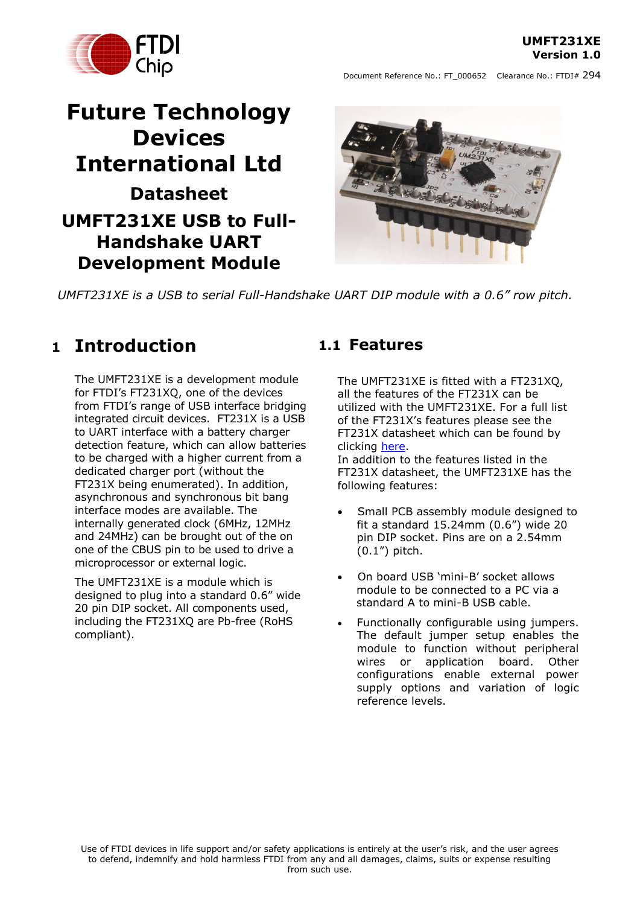UMFT231XE
Version 1.0

Document Reference No.: FT_000652 Clearance No.: FTDI# 294

# Future Technology Devices International Ltd

# Datasheet

# UMFT231XE USB to Full-Handshake UART Development Module

*UMFT231XE is a USB to serial Full-Handshake UART DIP module with a 0.6" row pitch.*

## 1 Introduction

The UMFT231XE is a development module for FTDI's FT231XQ, one of the devices from FTDI's range of USB interface bridging integrated circuit devices. FT231X is a USB to UART interface with a battery charger detection feature, which can allow batteries to be charged with a higher current from a dedicated charger port (without the FT231X being enumerated). In addition, asynchronous and synchronous bit bang interface modes are available. The internally generated clock (6MHz, 12MHz and 24MHz) can be brought out of the on one of the CBUS pin to be used to drive a microprocessor or external logic.

The UMFT231XE is a module which is designed to plug into a standard 0.6" wide 20 pin DIP socket. All components used, including the FT231XQ are Pb-free (RoHS compliant).

### 1.1 Features

The UMFT231XE is fitted with a FT231XQ, all the features of the FT231X can be utilized with the UMFT231XE. For a full list of the FT231X's features please see the FT231X datasheet which can be found by clicking here.
In addition to the features listed in the FT231X datasheet, the UMFT231XE has the following features:

- Small PCB assembly module designed to fit a standard 15.24mm (0.6") wide 20 pin DIP socket. Pins are on a 2.54mm (0.1") pitch.
- On board USB 'mini-B' socket allows module to be connected to a PC via a standard A to mini-B USB cable.
- Functionally configurable using jumpers. The default jumper setup enables the module to function without peripheral wires or application board. Other configurations enable external power supply options and variation of logic reference levels.

Use of FTDI devices in life support and/or safety applications is entirely at the user's risk, and the user agrees to defend, indemnify and hold harmless FTDI from any and all damages, claims, suits or expense resulting from such use.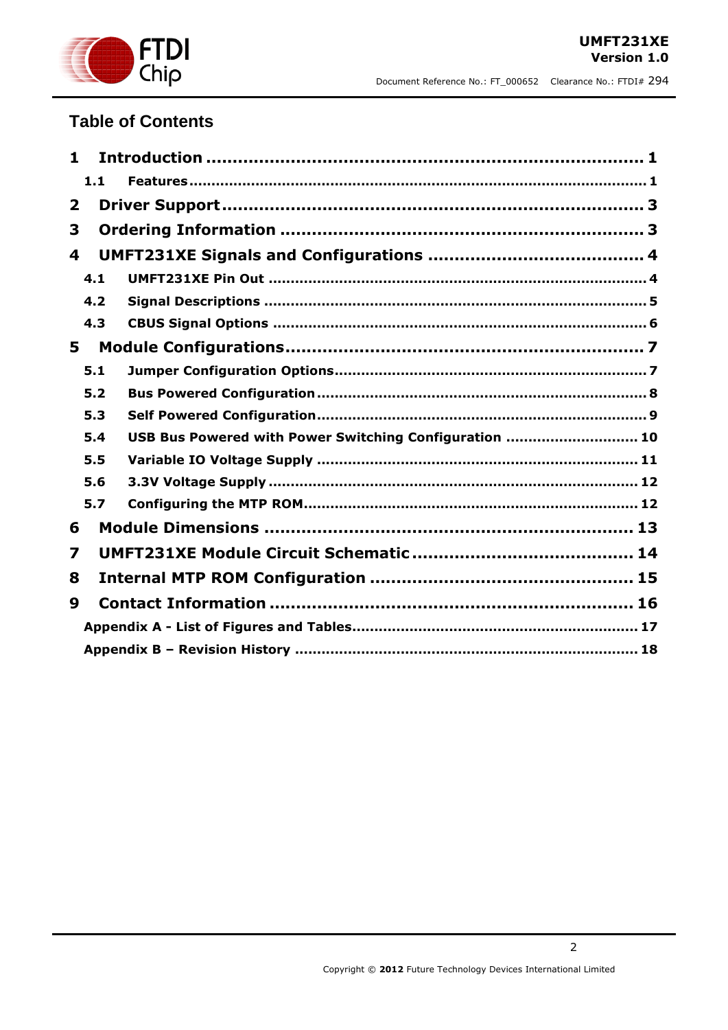# Table of Contents

**1 Introduction .......... 1**

**1.1 Features .......... 1**

**2 Driver Support .......... 3**

**3 Ordering Information .......... 3**

**4 UMFT231XE Signals and Configurations .......... 4**

**4.1 UMFT231XE Pin Out .......... 4**

**4.2 Signal Descriptions .......... 5**

**4.3 CBUS Signal Options .......... 6**

**5 Module Configurations .......... 7**

**5.1 Jumper Configuration Options .......... 7**

**5.2 Bus Powered Configuration .......... 8**

**5.3 Self Powered Configuration .......... 9**

**5.4 USB Bus Powered with Power Switching Configuration .......... 10**

**5.5 Variable IO Voltage Supply .......... 11**

**5.6 3.3V Voltage Supply .......... 12**

**5.7 Configuring the MTP ROM .......... 12**

**6 Module Dimensions .......... 13**

**7 UMFT231XE Module Circuit Schematic .......... 14**

**8 Internal MTP ROM Configuration .......... 15**

**9 Contact Information .......... 16**

**Appendix A - List of Figures and Tables .......... 17**

**Appendix B – Revision History .......... 18**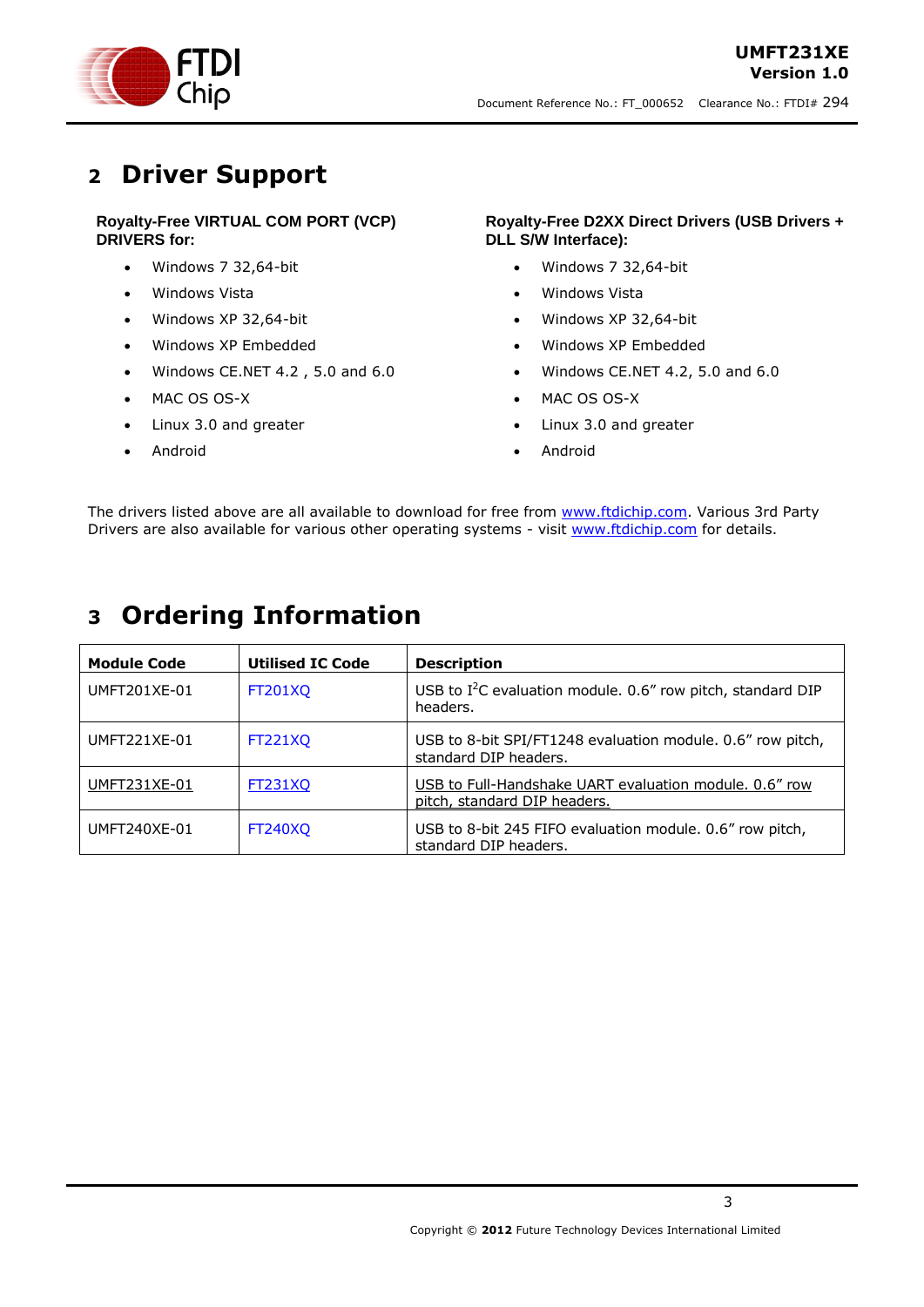# 2 Driver Support

**Royalty-Free VIRTUAL COM PORT (VCP) DRIVERS for:**

- Windows 7 32,64-bit
- Windows Vista
- Windows XP 32,64-bit
- Windows XP Embedded
- Windows CE.NET 4.2 , 5.0 and 6.0
- MAC OS OS-X
- Linux 3.0 and greater
- Android

**Royalty-Free D2XX Direct Drivers (USB Drivers + DLL S/W Interface):**

- Windows 7 32,64-bit
- Windows Vista
- Windows XP 32,64-bit
- Windows XP Embedded
- Windows CE.NET 4.2, 5.0 and 6.0
- MAC OS OS-X
- Linux 3.0 and greater
- Android

The drivers listed above are all available to download for free from www.ftdichip.com. Various 3rd Party Drivers are also available for various other operating systems - visit www.ftdichip.com for details.

# 3 Ordering Information

| Module Code | Utilised IC Code | Description |
|---|---|---|
| UMFT201XE-01 | FT201XQ | USB to I$^2$C evaluation module. 0.6" row pitch, standard DIP headers. |
| UMFT221XE-01 | FT221XQ | USB to 8-bit SPI/FT1248 evaluation module. 0.6" row pitch, standard DIP headers. |
| UMFT231XE-01 | FT231XQ | USB to Full-Handshake UART evaluation module. 0.6" row pitch, standard DIP headers. |
| UMFT240XE-01 | FT240XQ | USB to 8-bit 245 FIFO evaluation module. 0.6" row pitch, standard DIP headers. |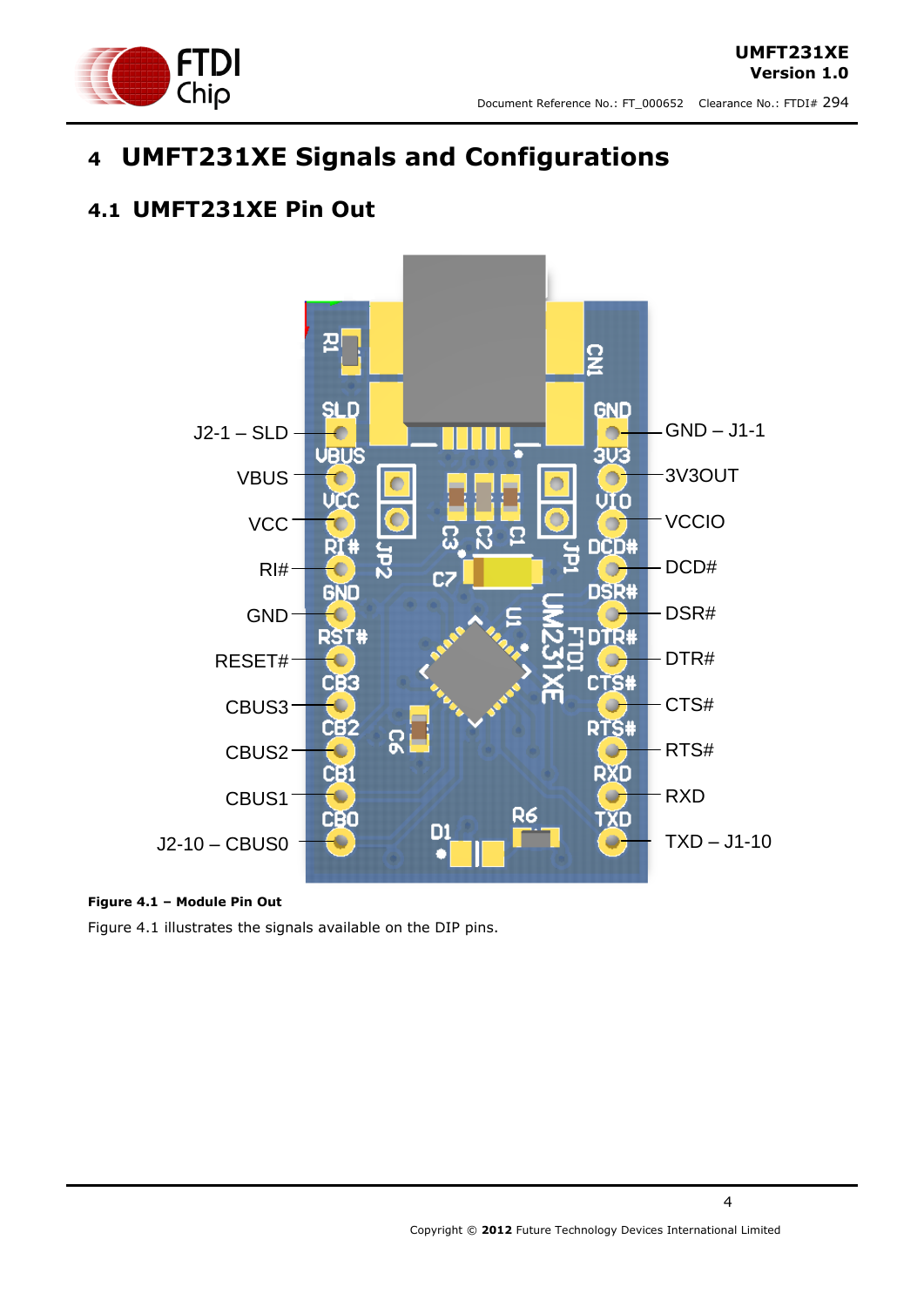# 4 UMFT231XE Signals and Configurations

## 4.1 UMFT231XE Pin Out

J2-1 – SLD

VBUS

VCC

RI#

GND

RESET#

CBUS3

CBUS2

CBUS1

J2-10 – CBUS0

GND – J1-1

3V3OUT

VCCIO

DCD#

DSR#

DTR#

CTS#

RTS#

RXD

TXD – J1-10

**Figure 4.1 – Module Pin Out**

Figure 4.1 illustrates the signals available on the DIP pins.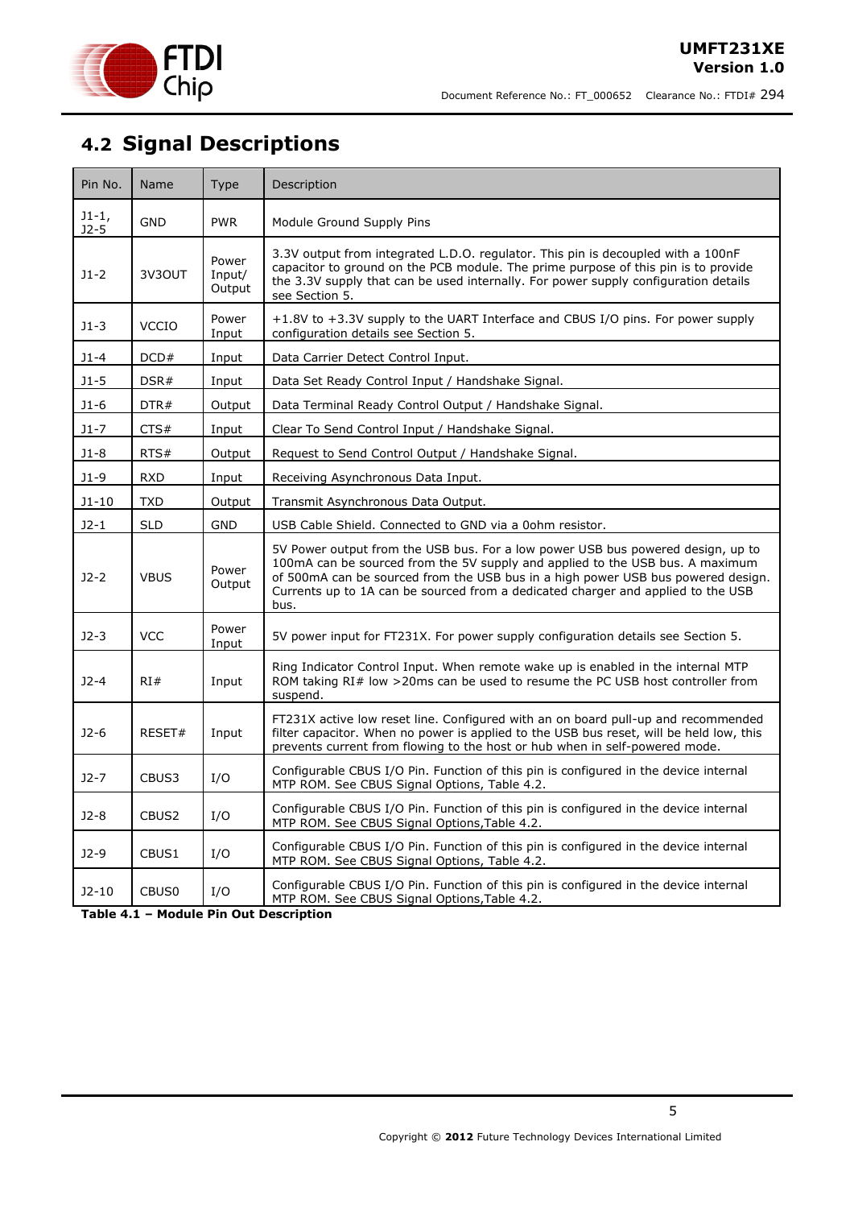## 4.2 Signal Descriptions

| Pin No. | Name | Type | Description |
|---|---|---|---|
| J1-1, J2-5 | GND | PWR | Module Ground Supply Pins |
| J1-2 | 3V3OUT | Power Input/ Output | 3.3V output from integrated L.D.O. regulator. This pin is decoupled with a 100nF capacitor to ground on the PCB module. The prime purpose of this pin is to provide the 3.3V supply that can be used internally. For power supply configuration details see Section 5. |
| J1-3 | VCCIO | Power Input | +1.8V to +3.3V supply to the UART Interface and CBUS I/O pins. For power supply configuration details see Section 5. |
| J1-4 | DCD# | Input | Data Carrier Detect Control Input. |
| J1-5 | DSR# | Input | Data Set Ready Control Input / Handshake Signal. |
| J1-6 | DTR# | Output | Data Terminal Ready Control Output / Handshake Signal. |
| J1-7 | CTS# | Input | Clear To Send Control Input / Handshake Signal. |
| J1-8 | RTS# | Output | Request to Send Control Output / Handshake Signal. |
| J1-9 | RXD | Input | Receiving Asynchronous Data Input. |
| J1-10 | TXD | Output | Transmit Asynchronous Data Output. |
| J2-1 | SLD | GND | USB Cable Shield. Connected to GND via a 0ohm resistor. |
| J2-2 | VBUS | Power Output | 5V Power output from the USB bus. For a low power USB bus powered design, up to 100mA can be sourced from the 5V supply and applied to the USB bus. A maximum of 500mA can be sourced from the USB bus in a high power USB bus powered design. Currents up to 1A can be sourced from a dedicated charger and applied to the USB bus. |
| J2-3 | VCC | Power Input | 5V power input for FT231X. For power supply configuration details see Section 5. |
| J2-4 | RI# | Input | Ring Indicator Control Input. When remote wake up is enabled in the internal MTP ROM taking RI# low >20ms can be used to resume the PC USB host controller from suspend. |
| J2-6 | RESET# | Input | FT231X active low reset line. Configured with an on board pull-up and recommended filter capacitor. When no power is applied to the USB bus reset, will be held low, this prevents current from flowing to the host or hub when in self-powered mode. |
| J2-7 | CBUS3 | I/O | Configurable CBUS I/O Pin. Function of this pin is configured in the device internal MTP ROM. See CBUS Signal Options, Table 4.2. |
| J2-8 | CBUS2 | I/O | Configurable CBUS I/O Pin. Function of this pin is configured in the device internal MTP ROM. See CBUS Signal Options,Table 4.2. |
| J2-9 | CBUS1 | I/O | Configurable CBUS I/O Pin. Function of this pin is configured in the device internal MTP ROM. See CBUS Signal Options, Table 4.2. |
| J2-10 | CBUS0 | I/O | Configurable CBUS I/O Pin. Function of this pin is configured in the device internal MTP ROM. See CBUS Signal Options,Table 4.2. |

**Table 4.1 – Module Pin Out Description**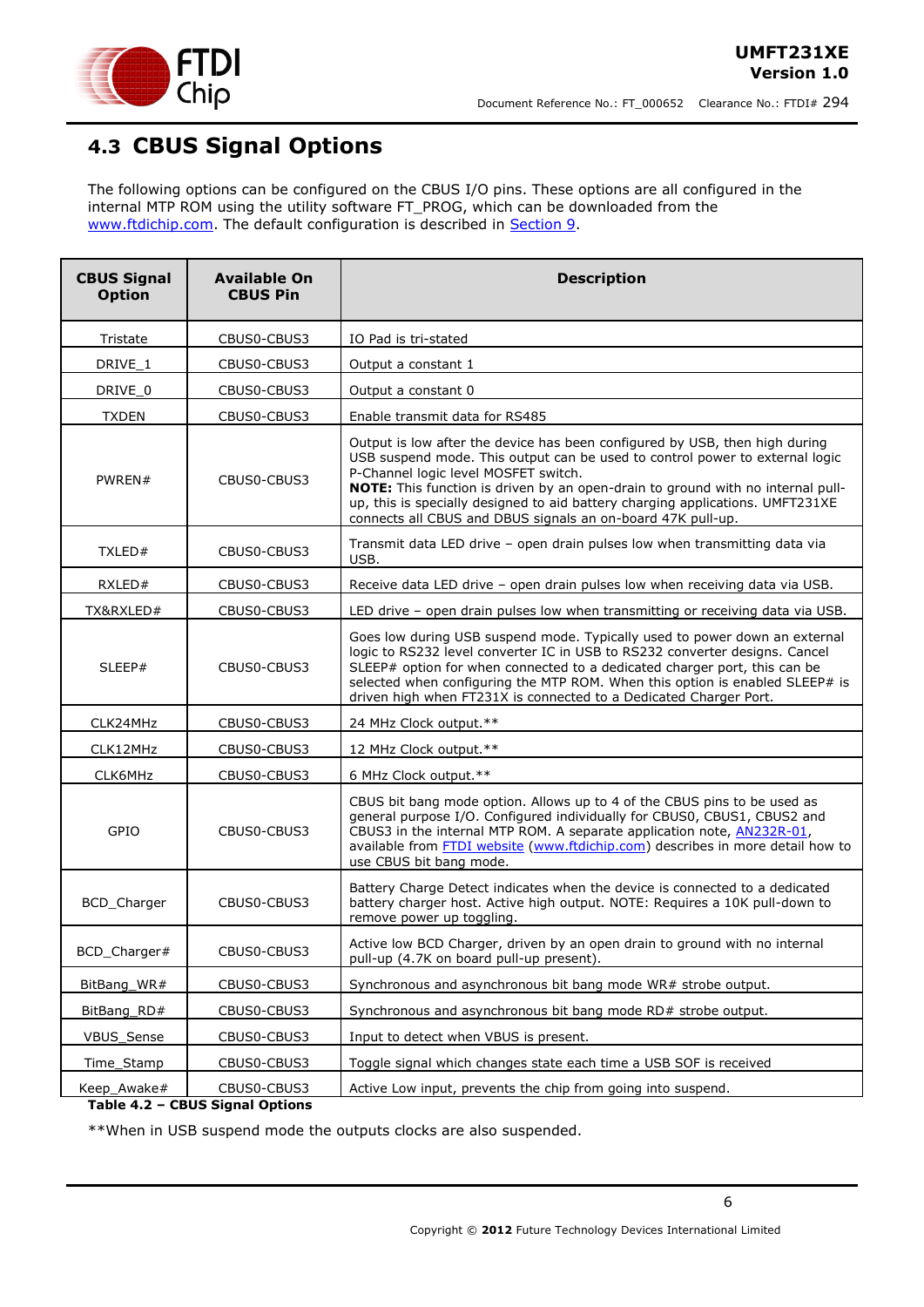## 4.3 CBUS Signal Options

The following options can be configured on the CBUS I/O pins. These options are all configured in the internal MTP ROM using the utility software FT_PROG, which can be downloaded from the www.ftdichip.com. The default configuration is described in Section 9.

| CBUS Signal Option | Available On CBUS Pin | Description |
|---|---|---|
| Tristate | CBUS0-CBUS3 | IO Pad is tri-stated |
| DRIVE_1 | CBUS0-CBUS3 | Output a constant 1 |
| DRIVE_0 | CBUS0-CBUS3 | Output a constant 0 |
| TXDEN | CBUS0-CBUS3 | Enable transmit data for RS485 |
| PWREN# | CBUS0-CBUS3 | Output is low after the device has been configured by USB, then high during USB suspend mode. This output can be used to control power to external logic P-Channel logic level MOSFET switch. **NOTE:** This function is driven by an open-drain to ground with no internal pull-up, this is specially designed to aid battery charging applications. UMFT231XE connects all CBUS and DBUS signals an on-board 47K pull-up. |
| TXLED# | CBUS0-CBUS3 | Transmit data LED drive – open drain pulses low when transmitting data via USB. |
| RXLED# | CBUS0-CBUS3 | Receive data LED drive – open drain pulses low when receiving data via USB. |
| TX&RXLED# | CBUS0-CBUS3 | LED drive – open drain pulses low when transmitting or receiving data via USB. |
| SLEEP# | CBUS0-CBUS3 | Goes low during USB suspend mode. Typically used to power down an external logic to RS232 level converter IC in USB to RS232 converter designs. Cancel SLEEP# option for when connected to a dedicated charger port, this can be selected when configuring the MTP ROM. When this option is enabled SLEEP# is driven high when FT231X is connected to a Dedicated Charger Port. |
| CLK24MHz | CBUS0-CBUS3 | 24 MHz Clock output.** |
| CLK12MHz | CBUS0-CBUS3 | 12 MHz Clock output.** |
| CLK6MHz | CBUS0-CBUS3 | 6 MHz Clock output.** |
| GPIO | CBUS0-CBUS3 | CBUS bit bang mode option. Allows up to 4 of the CBUS pins to be used as general purpose I/O. Configured individually for CBUS0, CBUS1, CBUS2 and CBUS3 in the internal MTP ROM. A separate application note, AN232R-01, available from FTDI website (www.ftdichip.com) describes in more detail how to use CBUS bit bang mode. |
| BCD_Charger | CBUS0-CBUS3 | Battery Charge Detect indicates when the device is connected to a dedicated battery charger host. Active high output. NOTE: Requires a 10K pull-down to remove power up toggling. |
| BCD_Charger# | CBUS0-CBUS3 | Active low BCD Charger, driven by an open drain to ground with no internal pull-up (4.7K on board pull-up present). |
| BitBang_WR# | CBUS0-CBUS3 | Synchronous and asynchronous bit bang mode WR# strobe output. |
| BitBang_RD# | CBUS0-CBUS3 | Synchronous and asynchronous bit bang mode RD# strobe output. |
| VBUS_Sense | CBUS0-CBUS3 | Input to detect when VBUS is present. |
| Time_Stamp | CBUS0-CBUS3 | Toggle signal which changes state each time a USB SOF is received |
| Keep_Awake# | CBUS0-CBUS3 | Active Low input, prevents the chip from going into suspend. |

**Table 4.2 – CBUS Signal Options**

**When in USB suspend mode the outputs clocks are also suspended.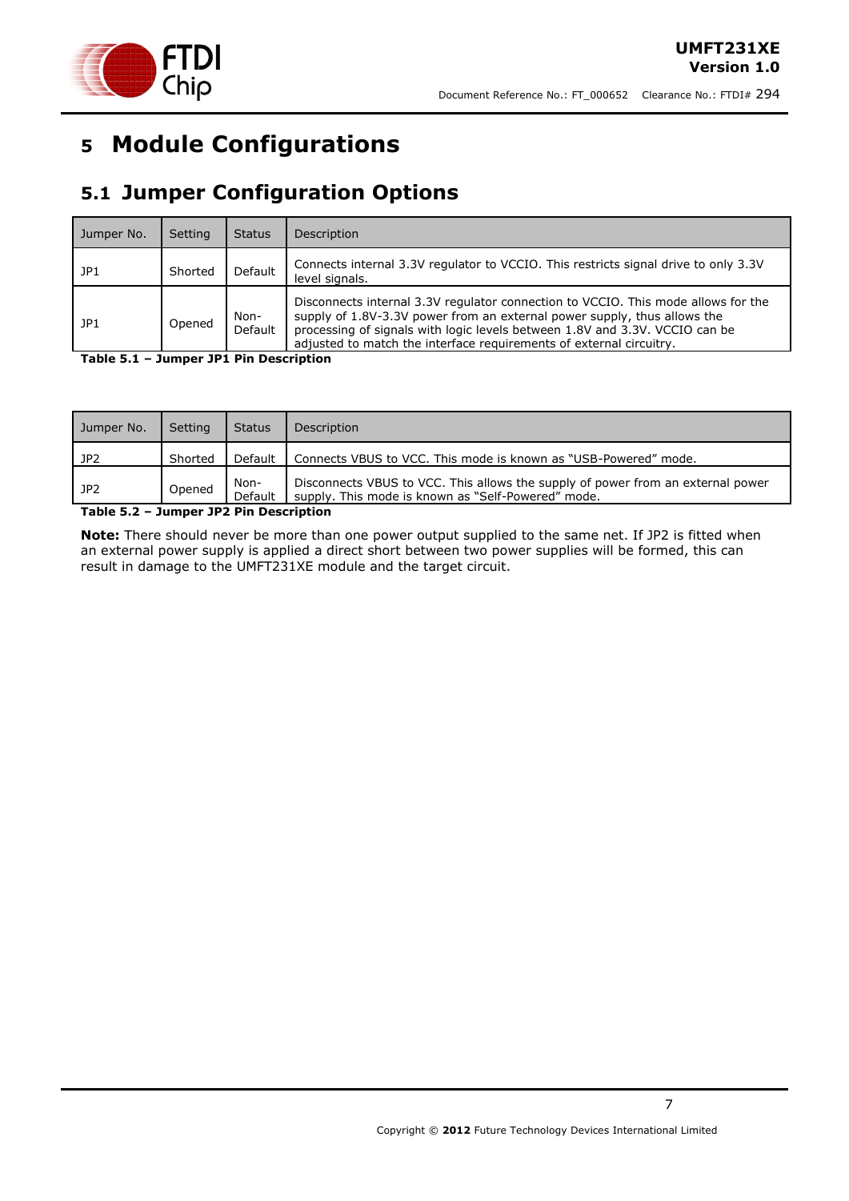# 5 Module Configurations

## 5.1 Jumper Configuration Options

| Jumper No. | Setting | Status | Description |
|---|---|---|---|
| JP1 | Shorted | Default | Connects internal 3.3V regulator to VCCIO. This restricts signal drive to only 3.3V level signals. |
| JP1 | Opened | Non-Default | Disconnects internal 3.3V regulator connection to VCCIO. This mode allows for the supply of 1.8V-3.3V power from an external power supply, thus allows the processing of signals with logic levels between 1.8V and 3.3V. VCCIO can be adjusted to match the interface requirements of external circuitry. |

**Table 5.1 – Jumper JP1 Pin Description**

| Jumper No. | Setting | Status | Description |
|---|---|---|---|
| JP2 | Shorted | Default | Connects VBUS to VCC. This mode is known as "USB-Powered" mode. |
| JP2 | Opened | Non-Default | Disconnects VBUS to VCC. This allows the supply of power from an external power supply. This mode is known as "Self-Powered" mode. |

**Table 5.2 – Jumper JP2 Pin Description**

**Note:** There should never be more than one power output supplied to the same net. If JP2 is fitted when an external power supply is applied a direct short between two power supplies will be formed, this can result in damage to the UMFT231XE module and the target circuit.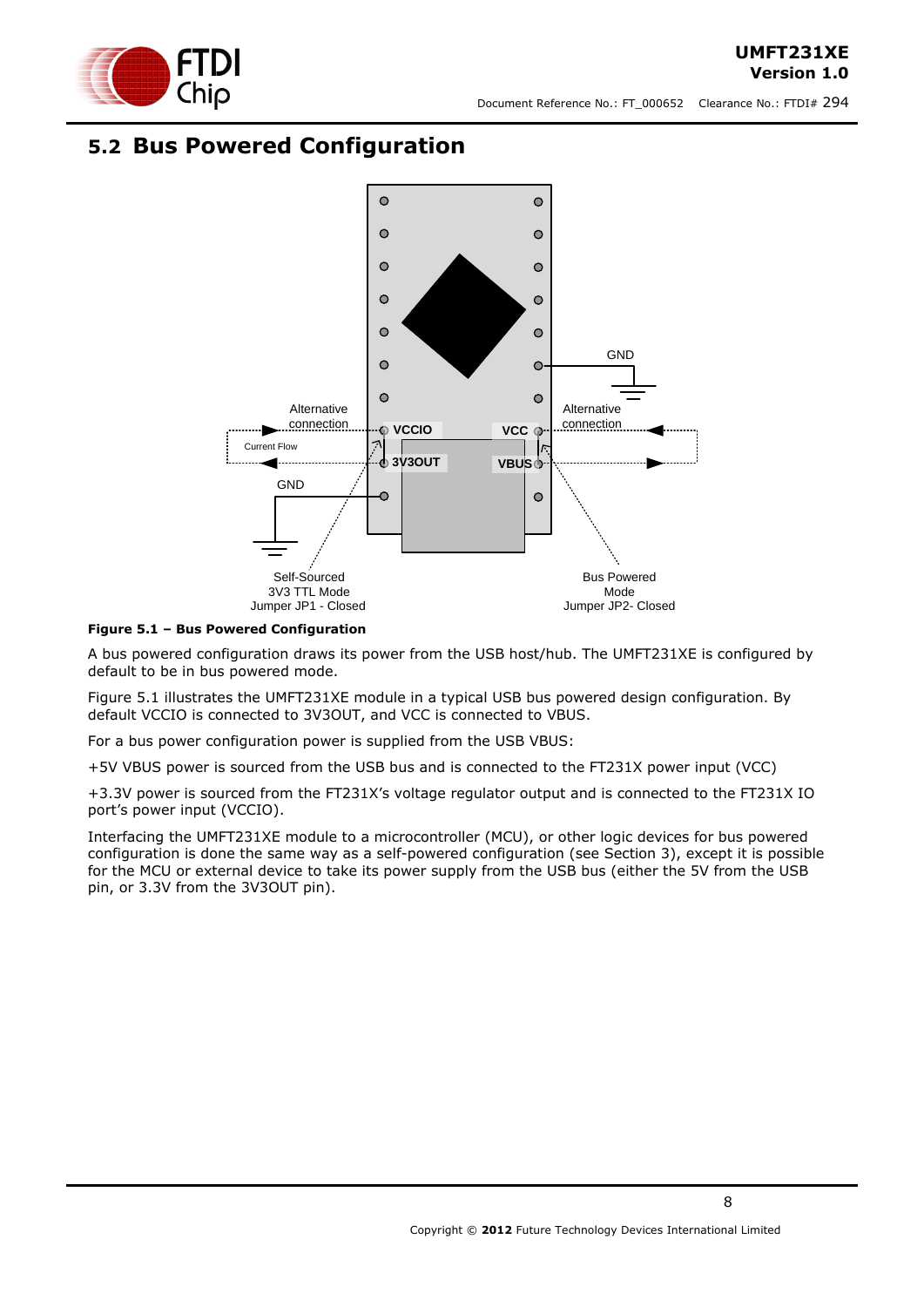## 5.2 Bus Powered Configuration

**Figure 5.1 – Bus Powered Configuration**

A bus powered configuration draws its power from the USB host/hub. The UMFT231XE is configured by default to be in bus powered mode.

Figure 5.1 illustrates the UMFT231XE module in a typical USB bus powered design configuration. By default VCCIO is connected to 3V3OUT, and VCC is connected to VBUS.

For a bus power configuration power is supplied from the USB VBUS:

+5V VBUS power is sourced from the USB bus and is connected to the FT231X power input (VCC)

+3.3V power is sourced from the FT231X's voltage regulator output and is connected to the FT231X IO port's power input (VCCIO).

Interfacing the UMFT231XE module to a microcontroller (MCU), or other logic devices for bus powered configuration is done the same way as a self-powered configuration (see Section 3), except it is possible for the MCU or external device to take its power supply from the USB bus (either the 5V from the USB pin, or 3.3V from the 3V3OUT pin).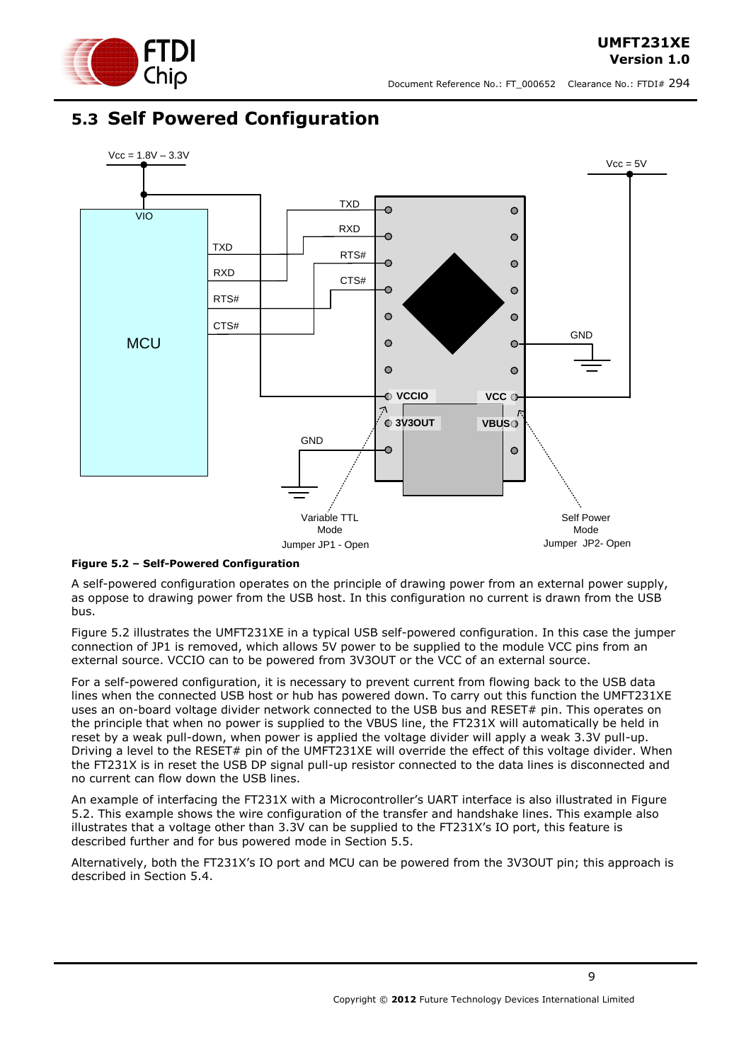## 5.3 Self Powered Configuration

**Figure 5.2 – Self-Powered Configuration**

A self-powered configuration operates on the principle of drawing power from an external power supply, as oppose to drawing power from the USB host. In this configuration no current is drawn from the USB bus.

Figure 5.2 illustrates the UMFT231XE in a typical USB self-powered configuration. In this case the jumper connection of JP1 is removed, which allows 5V power to be supplied to the module VCC pins from an external source. VCCIO can to be powered from 3V3OUT or the VCC of an external source.

For a self-powered configuration, it is necessary to prevent current from flowing back to the USB data lines when the connected USB host or hub has powered down. To carry out this function the UMFT231XE uses an on-board voltage divider network connected to the USB bus and RESET# pin. This operates on the principle that when no power is supplied to the VBUS line, the FT231X will automatically be held in reset by a weak pull-down, when power is applied the voltage divider will apply a weak 3.3V pull-up. Driving a level to the RESET# pin of the UMFT231XE will override the effect of this voltage divider. When the FT231X is in reset the USB DP signal pull-up resistor connected to the data lines is disconnected and no current can flow down the USB lines.

An example of interfacing the FT231X with a Microcontroller's UART interface is also illustrated in Figure 5.2. This example shows the wire configuration of the transfer and handshake lines. This example also illustrates that a voltage other than 3.3V can be supplied to the FT231X's IO port, this feature is described further and for bus powered mode in Section 5.5.

Alternatively, both the FT231X's IO port and MCU can be powered from the 3V3OUT pin; this approach is described in Section 5.4.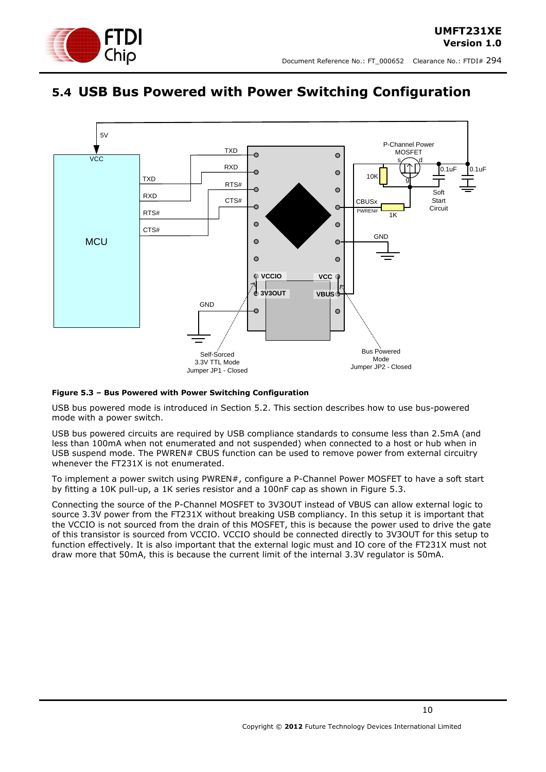## 5.4 USB Bus Powered with Power Switching Configuration

**Figure 5.3 – Bus Powered with Power Switching Configuration**

USB bus powered mode is introduced in Section 5.2. This section describes how to use bus-powered mode with a power switch.

USB bus powered circuits are required by USB compliance standards to consume less than 2.5mA (and less than 100mA when not enumerated and not suspended) when connected to a host or hub when in USB suspend mode. The PWREN# CBUS function can be used to remove power from external circuitry whenever the FT231X is not enumerated.

To implement a power switch using PWREN#, configure a P-Channel Power MOSFET to have a soft start by fitting a 10K pull-up, a 1K series resistor and a 100nF cap as shown in Figure 5.3.

Connecting the source of the P-Channel MOSFET to 3V3OUT instead of VBUS can allow external logic to source 3.3V power from the FT231X without breaking USB compliancy. In this setup it is important that the VCCIO is not sourced from the drain of this MOSFET, this is because the power used to drive the gate of this transistor is sourced from VCCIO. VCCIO should be connected directly to 3V3OUT for this setup to function effectively. It is also important that the external logic must and IO core of the FT231X must not draw more that 50mA, this is because the current limit of the internal 3.3V regulator is 50mA.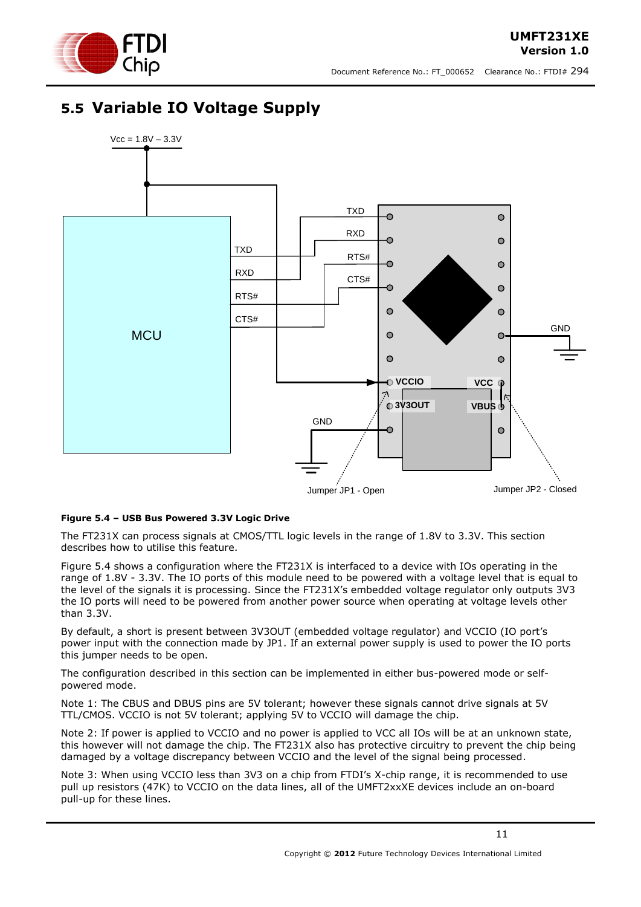## 5.5 Variable IO Voltage Supply

**Figure 5.4 – USB Bus Powered 3.3V Logic Drive**

The FT231X can process signals at CMOS/TTL logic levels in the range of 1.8V to 3.3V. This section describes how to utilise this feature.

Figure 5.4 shows a configuration where the FT231X is interfaced to a device with IOs operating in the range of 1.8V - 3.3V. The IO ports of this module need to be powered with a voltage level that is equal to the level of the signals it is processing. Since the FT231X's embedded voltage regulator only outputs 3V3 the IO ports will need to be powered from another power source when operating at voltage levels other than 3.3V.

By default, a short is present between 3V3OUT (embedded voltage regulator) and VCCIO (IO port's power input with the connection made by JP1. If an external power supply is used to power the IO ports this jumper needs to be open.

The configuration described in this section can be implemented in either bus-powered mode or self-powered mode.

Note 1: The CBUS and DBUS pins are 5V tolerant; however these signals cannot drive signals at 5V TTL/CMOS. VCCIO is not 5V tolerant; applying 5V to VCCIO will damage the chip.

Note 2: If power is applied to VCCIO and no power is applied to VCC all IOs will be at an unknown state, this however will not damage the chip. The FT231X also has protective circuitry to prevent the chip being damaged by a voltage discrepancy between VCCIO and the level of the signal being processed.

Note 3: When using VCCIO less than 3V3 on a chip from FTDI's X-chip range, it is recommended to use pull up resistors (47K) to VCCIO on the data lines, all of the UMFT2xxXE devices include an on-board pull-up for these lines.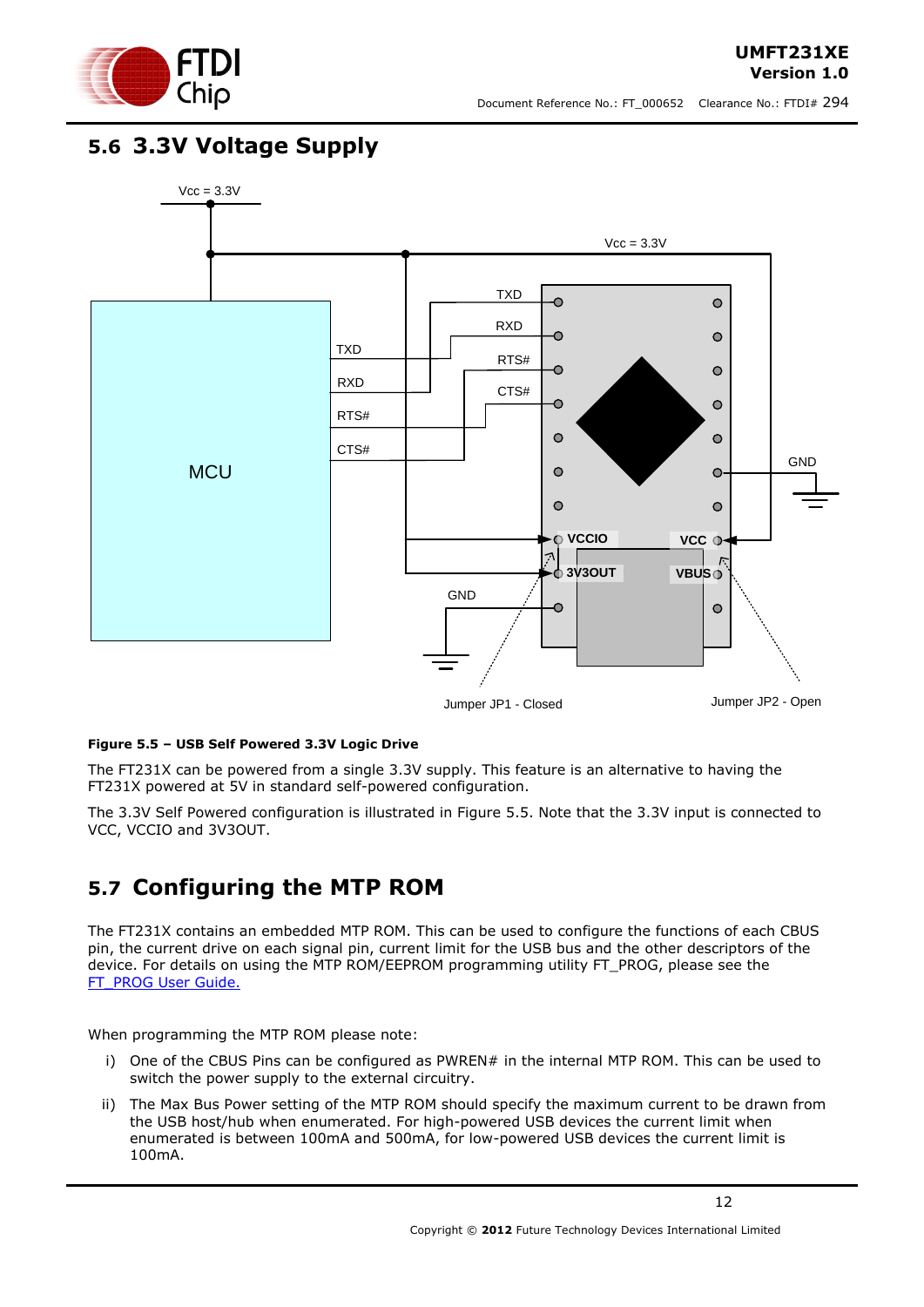## 5.6 3.3V Voltage Supply

**Figure 5.5 – USB Self Powered 3.3V Logic Drive**

The FT231X can be powered from a single 3.3V supply. This feature is an alternative to having the FT231X powered at 5V in standard self-powered configuration.

The 3.3V Self Powered configuration is illustrated in Figure 5.5. Note that the 3.3V input is connected to VCC, VCCIO and 3V3OUT.

## 5.7 Configuring the MTP ROM

The FT231X contains an embedded MTP ROM. This can be used to configure the functions of each CBUS pin, the current drive on each signal pin, current limit for the USB bus and the other descriptors of the device. For details on using the MTP ROM/EEPROM programming utility FT_PROG, please see the FT_PROG User Guide.

When programming the MTP ROM please note:

i) One of the CBUS Pins can be configured as PWREN# in the internal MTP ROM. This can be used to switch the power supply to the external circuitry.

ii) The Max Bus Power setting of the MTP ROM should specify the maximum current to be drawn from the USB host/hub when enumerated. For high-powered USB devices the current limit when enumerated is between 100mA and 500mA, for low-powered USB devices the current limit is 100mA.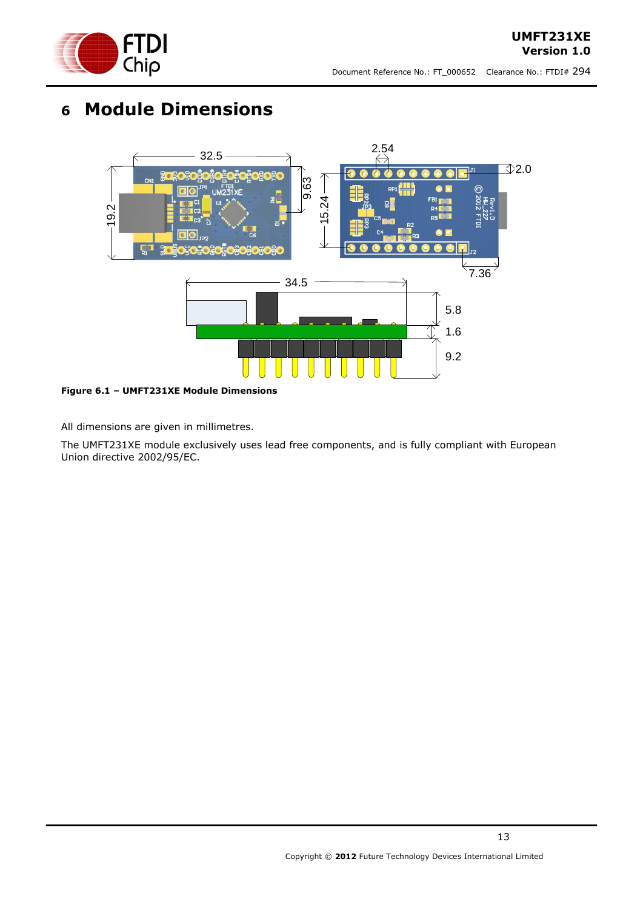# 6 Module Dimensions

**Figure 6.1 – UMFT231XE Module Dimensions**

All dimensions are given in millimetres.

The UMFT231XE module exclusively uses lead free components, and is fully compliant with European Union directive 2002/95/EC.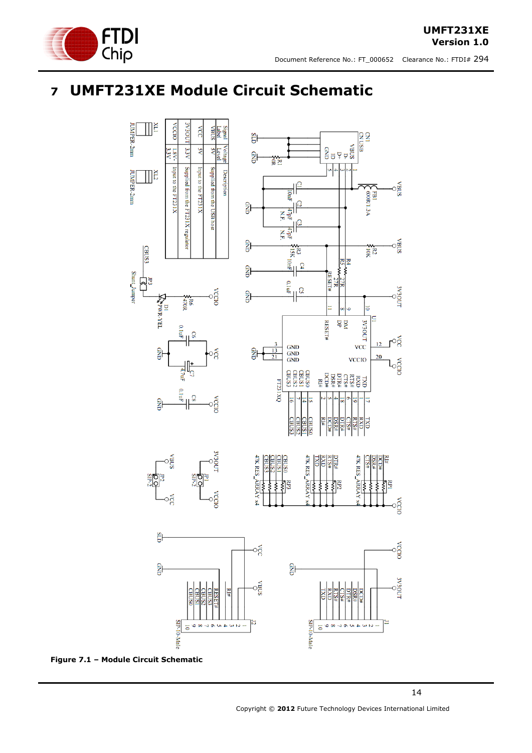# 7 UMFT231XE Module Circuit Schematic

| Signal Label | Voltage Level | Description |
|---|---|---|
| VBUS | 5V | Supplied from the USB host |
| VCC | 5V | Input to the FT231X |
| 3V3OUT | 3.3V | Supplied from the FT231X regulator |
| VCCIO | 1.8V-3.3V | Input to the FT231X |

**Figure 7.1 – Module Circuit Schematic**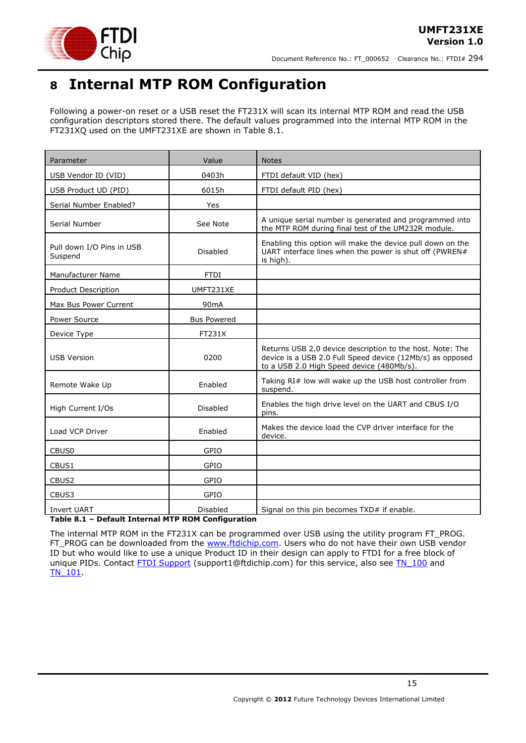# 8 Internal MTP ROM Configuration

Following a power-on reset or a USB reset the FT231X will scan its internal MTP ROM and read the USB configuration descriptors stored there. The default values programmed into the internal MTP ROM in the FT231XQ used on the UMFT231XE are shown in Table 8.1.

| Parameter | Value | Notes |
|---|---|---|
| USB Vendor ID (VID) | 0403h | FTDI default VID (hex) |
| USB Product UD (PID) | 6015h | FTDI default PID (hex) |
| Serial Number Enabled? | Yes | |
| Serial Number | See Note | A unique serial number is generated and programmed into the MTP ROM during final test of the UM232R module. |
| Pull down I/O Pins in USB Suspend | Disabled | Enabling this option will make the device pull down on the UART interface lines when the power is shut off (PWREN# is high). |
| Manufacturer Name | FTDI | |
| Product Description | UMFT231XE | |
| Max Bus Power Current | 90mA | |
| Power Source | Bus Powered | |
| Device Type | FT231X | |
| USB Version | 0200 | Returns USB 2.0 device description to the host. Note: The device is a USB 2.0 Full Speed device (12Mb/s) as opposed to a USB 2.0 High Speed device (480Mb/s). |
| Remote Wake Up | Enabled | Taking RI# low will wake up the USB host controller from suspend. |
| High Current I/Os | Disabled | Enables the high drive level on the UART and CBUS I/O pins. |
| Load VCP Driver | Enabled | Makes the device load the CVP driver interface for the device. |
| CBUS0 | GPIO | |
| CBUS1 | GPIO | |
| CBUS2 | GPIO | |
| CBUS3 | GPIO | |
| Invert UART | Disabled | Signal on this pin becomes TXD# if enable. |

**Table 8.1 – Default Internal MTP ROM Configuration**

The internal MTP ROM in the FT231X can be programmed over USB using the utility program FT_PROG. FT_PROG can be downloaded from the www.ftdichip.com. Users who do not have their own USB vendor ID but who would like to use a unique Product ID in their design can apply to FTDI for a free block of unique PIDs. Contact FTDI Support (support1@ftdichip.com) for this service, also see TN_100 and TN_101.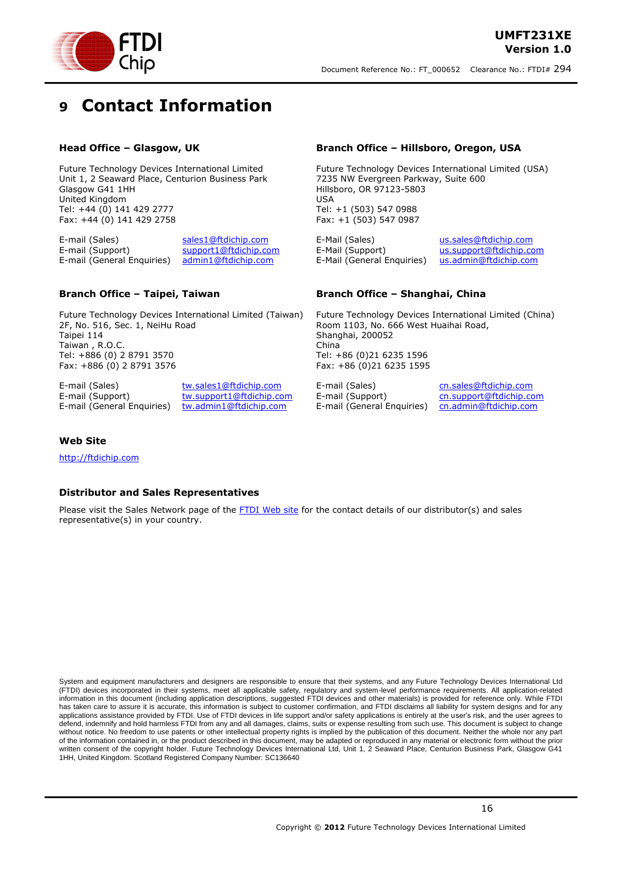# 9 Contact Information

### Head Office – Glasgow, UK

Future Technology Devices International Limited
Unit 1, 2 Seaward Place, Centurion Business Park
Glasgow G41 1HH
United Kingdom
Tel: +44 (0) 141 429 2777
Fax: +44 (0) 141 429 2758

| | |
|---|---|
| E-mail (Sales) | sales1@ftdichip.com |
| E-mail (Support) | support1@ftdichip.com |
| E-mail (General Enquiries) | admin1@ftdichip.com |

### Branch Office – Hillsboro, Oregon, USA

Future Technology Devices International Limited (USA)
7235 NW Evergreen Parkway, Suite 600
Hillsboro, OR 97123-5803
USA
Tel: +1 (503) 547 0988
Fax: +1 (503) 547 0987

| | |
|---|---|
| E-Mail (Sales) | us.sales@ftdichip.com |
| E-Mail (Support) | us.support@ftdichip.com |
| E-Mail (General Enquiries) | us.admin@ftdichip.com |

### Branch Office – Taipei, Taiwan

Future Technology Devices International Limited (Taiwan)
2F, No. 516, Sec. 1, NeiHu Road
Taipei 114
Taiwan , R.O.C.
Tel: +886 (0) 2 8791 3570
Fax: +886 (0) 2 8791 3576

| | |
|---|---|
| E-mail (Sales) | tw.sales1@ftdichip.com |
| E-mail (Support) | tw.support1@ftdichip.com |
| E-mail (General Enquiries) | tw.admin1@ftdichip.com |

### Branch Office – Shanghai, China

Future Technology Devices International Limited (China)
Room 1103, No. 666 West Huaihai Road,
Shanghai, 200052
China
Tel: +86 (0)21 6235 1596
Fax: +86 (0)21 6235 1595

| | |
|---|---|
| E-mail (Sales) | cn.sales@ftdichip.com |
| E-mail (Support) | cn.support@ftdichip.com |
| E-mail (General Enquiries) | cn.admin@ftdichip.com |

### Web Site

http://ftdichip.com

### Distributor and Sales Representatives

Please visit the Sales Network page of the FTDI Web site for the contact details of our distributor(s) and sales representative(s) in your country.

System and equipment manufacturers and designers are responsible to ensure that their systems, and any Future Technology Devices International Ltd (FTDI) devices incorporated in their systems, meet all applicable safety, regulatory and system-level performance requirements. All application-related information in this document (including application descriptions, suggested FTDI devices and other materials) is provided for reference only. While FTDI has taken care to assure it is accurate, this information is subject to customer confirmation, and FTDI disclaims all liability for system designs and for any applications assistance provided by FTDI. Use of FTDI devices in life support and/or safety applications is entirely at the user's risk, and the user agrees to defend, indemnify and hold harmless FTDI from any and all damages, claims, suits or expense resulting from such use. This document is subject to change without notice. No freedom to use patents or other intellectual property rights is implied by the publication of this document. Neither the whole nor any part of the information contained in, or the product described in this document, may be adapted or reproduced in any material or electronic form without the prior written consent of the copyright holder. Future Technology Devices International Ltd, Unit 1, 2 Seaward Place, Centurion Business Park, Glasgow G41 1HH, United Kingdom. Scotland Registered Company Number: SC136640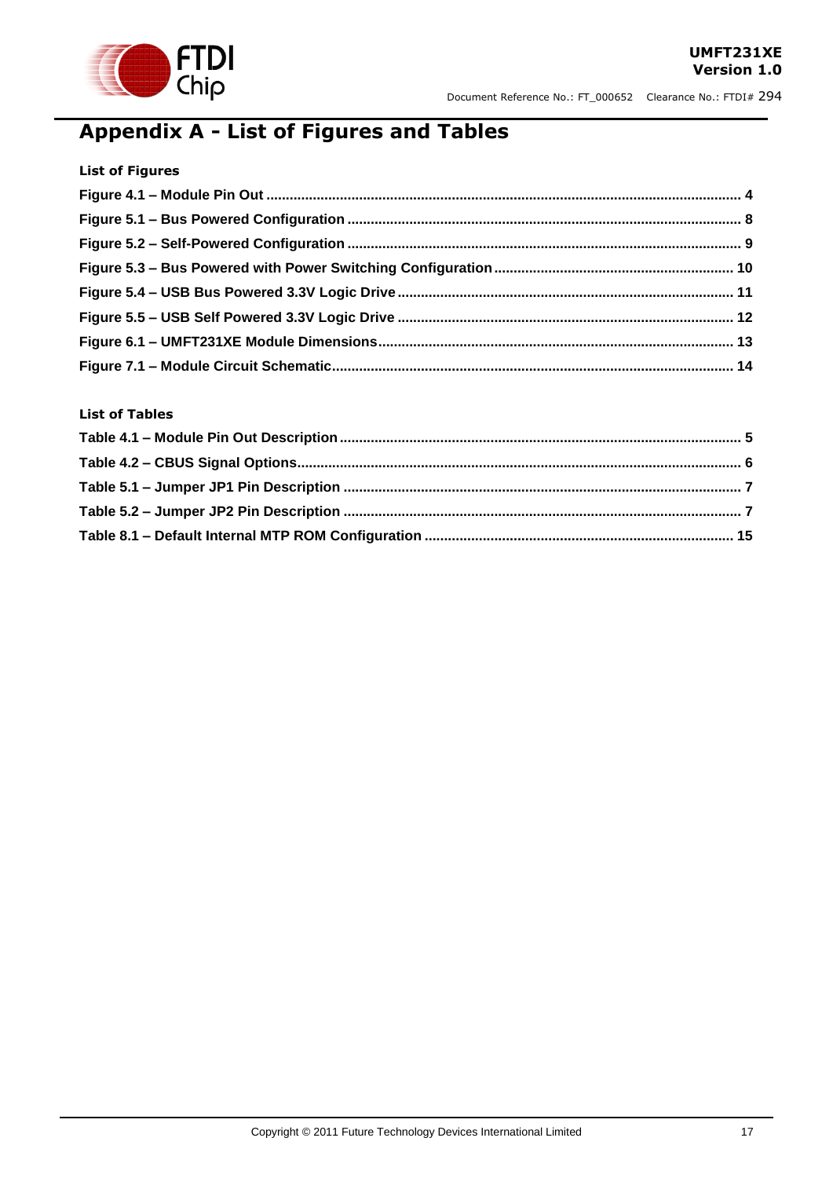# Appendix A - List of Figures and Tables

**List of Figures**

**Figure 4.1 – Module Pin Out ........................................................................................................... 4**

**Figure 5.1 – Bus Powered Configuration ........................................................................................ 8**

**Figure 5.2 – Self-Powered Configuration ........................................................................................ 9**

**Figure 5.3 – Bus Powered with Power Switching Configuration ............................................................. 10**

**Figure 5.4 – USB Bus Powered 3.3V Logic Drive ........................................................................... 11**

**Figure 5.5 – USB Self Powered 3.3V Logic Drive ........................................................................... 12**

**Figure 6.1 – UMFT231XE Module Dimensions .............................................................................. 13**

**Figure 7.1 – Module Circuit Schematic .......................................................................................... 14**

**List of Tables**

**Table 4.1 – Module Pin Out Description .......................................................................................... 5**

**Table 4.2 – CBUS Signal Options ...................................................................................................... 6**

**Table 5.1 – Jumper JP1 Pin Description ........................................................................................... 7**

**Table 5.2 – Jumper JP2 Pin Description ........................................................................................... 7**

**Table 8.1 – Default Internal MTP ROM Configuration ................................................................... 15**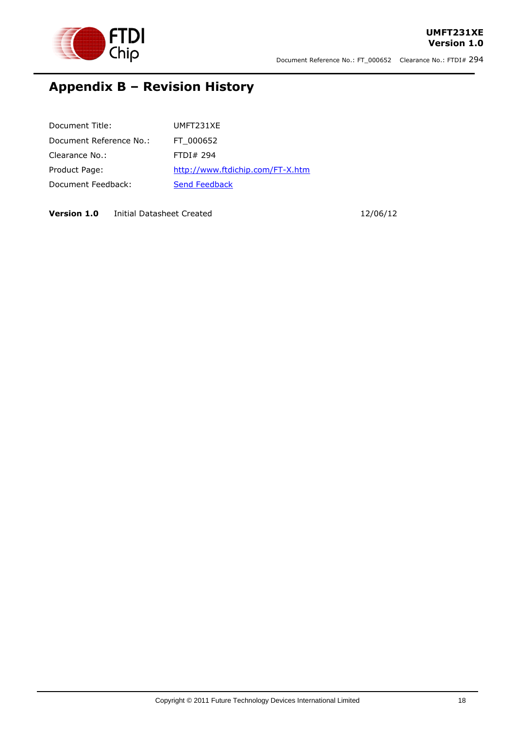# Appendix B – Revision History

| | |
|---|---|
| Document Title: | UMFT231XE |
| Document Reference No.: | FT_000652 |
| Clearance No.: | FTDI# 294 |
| Product Page: | http://www.ftdichip.com/FT-X.htm |
| Document Feedback: | Send Feedback |

| | | |
|---|---|---|
| **Version 1.0** | Initial Datasheet Created | 12/06/12 |